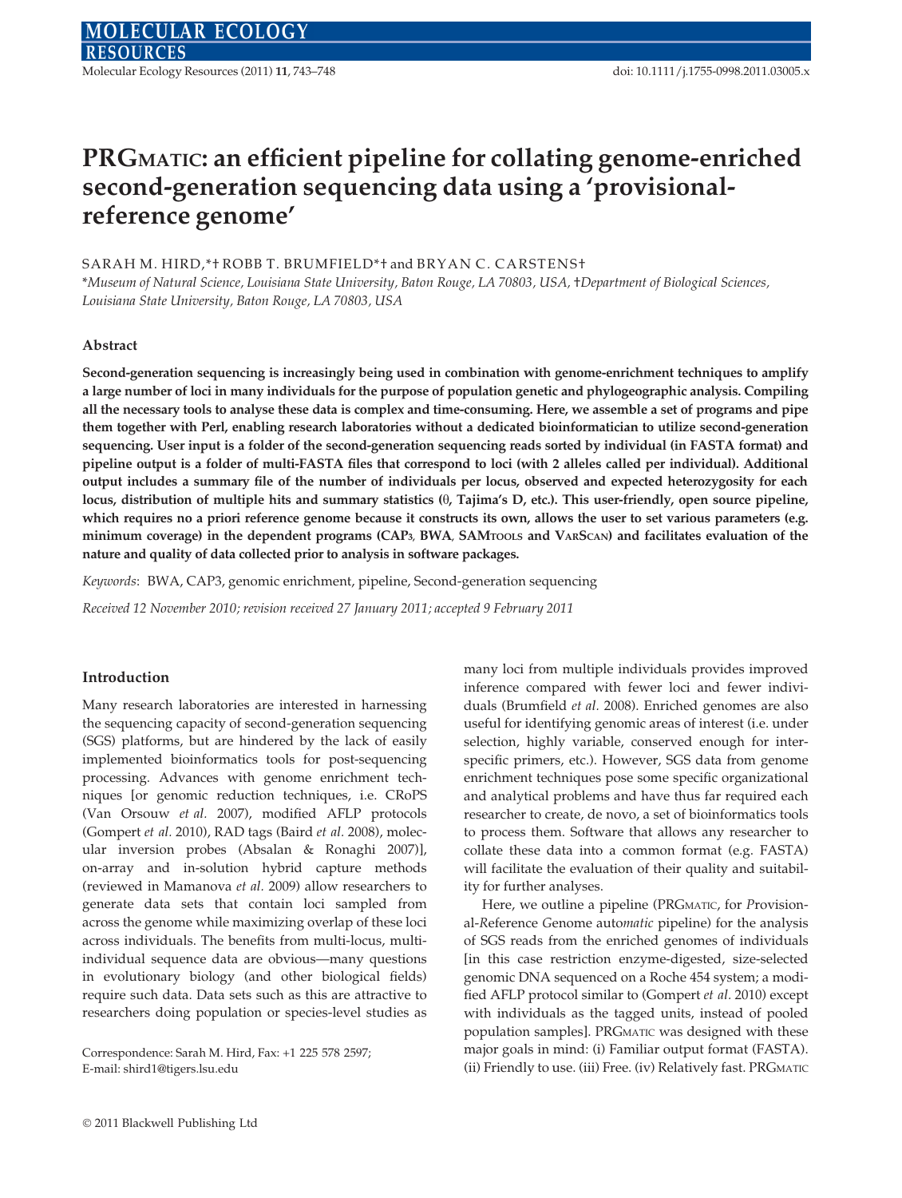# PRGMATIC: an efficient pipeline for collating genome-enriched second-generation sequencing data using a 'provisional-reference genome'

SARAH M. HIRD,*† ROBB T. BRUMFIELD*† and BRYAN C. CARSTENS†

*Museum of Natural Science, Louisiana State University, Baton Rouge, LA 70803, USA, †Department of Biological Sciences, Louisiana State University, Baton Rouge, LA 70803, USA

### Abstract

**Second-generation sequencing is increasingly being used in combination with genome-enrichment techniques to amplify a large number of loci in many individuals for the purpose of population genetic and phylogeographic analysis. Compiling all the necessary tools to analyse these data is complex and time-consuming. Here, we assemble a set of programs and pipe them together with Perl, enabling research laboratories without a dedicated bioinformatician to utilize second-generation sequencing. User input is a folder of the second-generation sequencing reads sorted by individual (in FASTA format) and pipeline output is a folder of multi-FASTA files that correspond to loci (with 2 alleles called per individual). Additional output includes a summary file of the number of individuals per locus, observed and expected heterozygosity for each locus, distribution of multiple hits and summary statistics (θ, Tajima's D, etc.). This user-friendly, open source pipeline, which requires no a priori reference genome because it constructs its own, allows the user to set various parameters (e.g. minimum coverage) in the dependent programs (CAP3, BWA, SAMTOOLS and VARSCAN) and facilitates evaluation of the nature and quality of data collected prior to analysis in software packages.**

*Keywords*: BWA, CAP3, genomic enrichment, pipeline, Second-generation sequencing

*Received 12 November 2010; revision received 27 January 2011; accepted 9 February 2011*

### Introduction

Many research laboratories are interested in harnessing the sequencing capacity of second-generation sequencing (SGS) platforms, but are hindered by the lack of easily implemented bioinformatics tools for post-sequencing processing. Advances with genome enrichment techniques [or genomic reduction techniques, i.e. CRoPS (Van Orsouw *et al.* 2007), modified AFLP protocols (Gompert *et al.* 2010), RAD tags (Baird *et al.* 2008), molecular inversion probes (Absalan & Ronaghi 2007)], on-array and in-solution hybrid capture methods (reviewed in Mamanova *et al.* 2009) allow researchers to generate data sets that contain loci sampled from across the genome while maximizing overlap of these loci across individuals. The benefits from multi-locus, multi-individual sequence data are obvious—many questions in evolutionary biology (and other biological fields) require such data. Data sets such as this are attractive to researchers doing population or species-level studies as many loci from multiple individuals provides improved inference compared with fewer loci and fewer individuals (Brumfield *et al.* 2008). Enriched genomes are also useful for identifying genomic areas of interest (i.e. under selection, highly variable, conserved enough for inter-specific primers, etc.). However, SGS data from genome enrichment techniques pose some specific organizational and analytical problems and have thus far required each researcher to create, de novo, a set of bioinformatics tools to process them. Software that allows any researcher to collate these data into a common format (e.g. FASTA) will facilitate the evaluation of their quality and suitability for further analyses.

Here, we outline a pipeline (PRGMATIC, for *P*rovisional-*R*eference *G*enome auto*matic* pipeline) for the analysis of SGS reads from the enriched genomes of individuals [in this case restriction enzyme-digested, size-selected genomic DNA sequenced on a Roche 454 system; a modified AFLP protocol similar to (Gompert *et al.* 2010) except with individuals as the tagged units, instead of pooled population samples]. PRGMATIC was designed with these major goals in mind: (i) Familiar output format (FASTA). (ii) Friendly to use. (iii) Free. (iv) Relatively fast. PRGMATIC

Correspondence: Sarah M. Hird, Fax: +1 225 578 2597; E-mail: shird1@tigers.lsu.edu

© 2011 Blackwell Publishing Ltd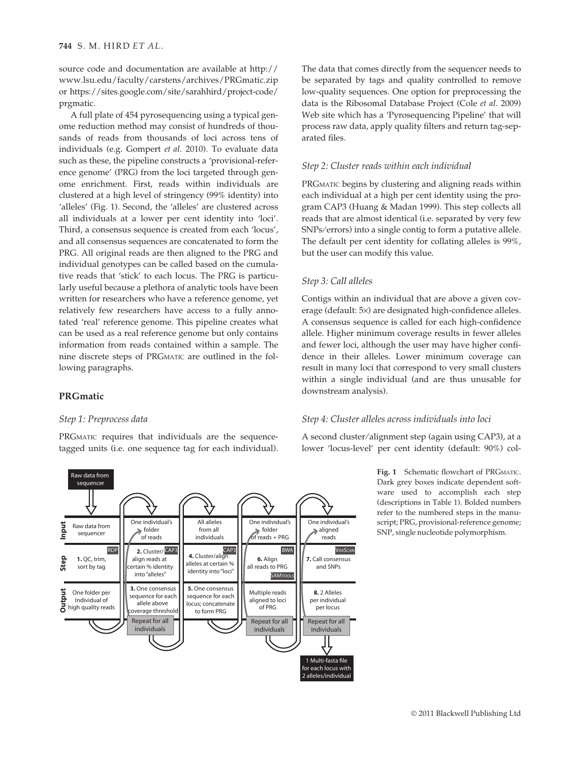source code and documentation are available at http://www.lsu.edu/faculty/carstens/archives/PRGmatic.zip or https://sites.google.com/site/sarahhird/project-code/prgmatic.

A full plate of 454 pyrosequencing using a typical genome reduction method may consist of hundreds of thousands of reads from thousands of loci across tens of individuals (e.g. Gompert *et al.* 2010). To evaluate data such as these, the pipeline constructs a 'provisional-reference genome' (PRG) from the loci targeted through genome enrichment. First, reads within individuals are clustered at a high level of stringency (99% identity) into 'alleles' (Fig. 1). Second, the 'alleles' are clustered across all individuals at a lower per cent identity into 'loci'. Third, a consensus sequence is created from each 'locus', and all consensus sequences are concatenated to form the PRG. All original reads are then aligned to the PRG and individual genotypes can be called based on the cumulative reads that 'stick' to each locus. The PRG is particularly useful because a plethora of analytic tools have been written for researchers who have a reference genome, yet relatively few researchers have access to a fully annotated 'real' reference genome. This pipeline creates what can be used as a real reference genome but only contains information from reads contained within a sample. The nine discrete steps of PRGMATIC are outlined in the following paragraphs.

## PRGmatic

### *Step 1: Preprocess data*

PRGMATIC requires that individuals are the sequence-tagged units (i.e. one sequence tag for each individual). The data that comes directly from the sequencer needs to be separated by tags and quality controlled to remove low-quality sequences. One option for preprocessing the data is the Ribosomal Database Project (Cole *et al.* 2009) Web site which has a 'Pyrosequencing Pipeline' that will process raw data, apply quality filters and return tag-separated files.

### *Step 2: Cluster reads within each individual*

PRGMATIC begins by clustering and aligning reads within each individual at a high per cent identity using the program CAP3 (Huang & Madan 1999). This step collects all reads that are almost identical (i.e. separated by very few SNPs/errors) into a single contig to form a putative allele. The default per cent identity for collating alleles is 99%, but the user can modify this value.

### *Step 3: Call alleles*

Contigs within an individual that are above a given coverage (default: 5×) are designated high-confidence alleles. A consensus sequence is called for each high-confidence allele. Higher minimum coverage results in fewer alleles and fewer loci, although the user may have higher confidence in their alleles. Lower minimum coverage can result in many loci that correspond to very small clusters within a single individual (and are thus unusable for downstream analysis).

### *Step 4: Cluster alleles across individuals into loci*

A second cluster/alignment step (again using CAP3), at a lower 'locus-level' per cent identity (default: 90%) col-

**Fig. 1** Schematic flowchart of PRGMATIC. Dark grey boxes indicate dependent software used to accomplish each step (descriptions in Table 1). Bolded numbers refer to the numbered steps in the manuscript; PRG, provisional-reference genome; SNP, single nucleotide polymorphism.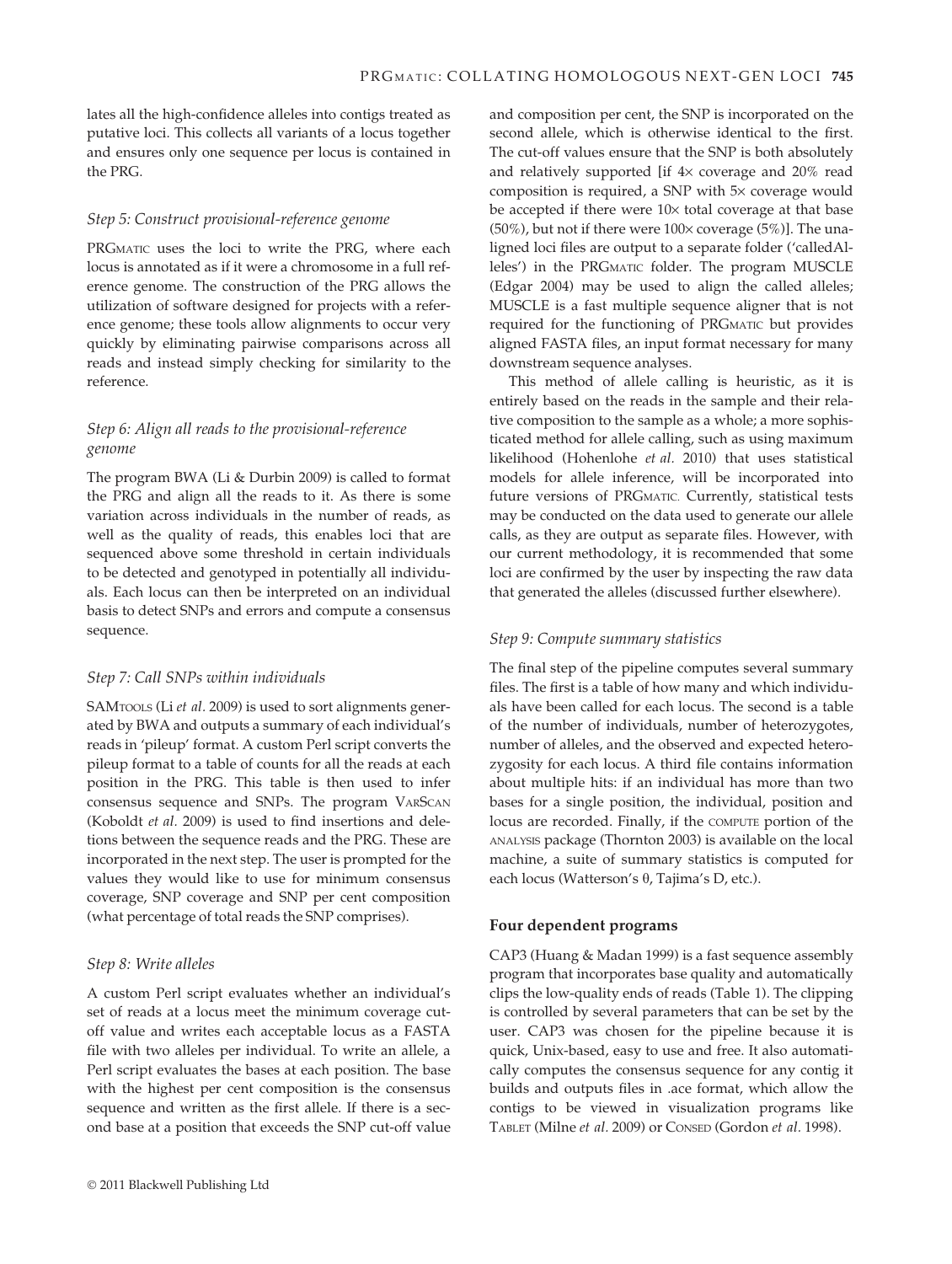lates all the high-confidence alleles into contigs treated as putative loci. This collects all variants of a locus together and ensures only one sequence per locus is contained in the PRG.

### *Step 5: Construct provisional-reference genome*

PRGmatic uses the loci to write the PRG, where each locus is annotated as if it were a chromosome in a full reference genome. The construction of the PRG allows the utilization of software designed for projects with a reference genome; these tools allow alignments to occur very quickly by eliminating pairwise comparisons across all reads and instead simply checking for similarity to the reference.

### *Step 6: Align all reads to the provisional-reference genome*

The program BWA (Li & Durbin 2009) is called to format the PRG and align all the reads to it. As there is some variation across individuals in the number of reads, as well as the quality of reads, this enables loci that are sequenced above some threshold in certain individuals to be detected and genotyped in potentially all individuals. Each locus can then be interpreted on an individual basis to detect SNPs and errors and compute a consensus sequence.

### *Step 7: Call SNPs within individuals*

SAMtools (Li *et al.* 2009) is used to sort alignments generated by BWA and outputs a summary of each individual's reads in 'pileup' format. A custom Perl script converts the pileup format to a table of counts for all the reads at each position in the PRG. This table is then used to infer consensus sequence and SNPs. The program VarScan (Koboldt *et al.* 2009) is used to find insertions and deletions between the sequence reads and the PRG. These are incorporated in the next step. The user is prompted for the values they would like to use for minimum consensus coverage, SNP coverage and SNP per cent composition (what percentage of total reads the SNP comprises).

### *Step 8: Write alleles*

A custom Perl script evaluates whether an individual's set of reads at a locus meet the minimum coverage cut-off value and writes each acceptable locus as a FASTA file with two alleles per individual. To write an allele, a Perl script evaluates the bases at each position. The base with the highest per cent composition is the consensus sequence and written as the first allele. If there is a second base at a position that exceeds the SNP cut-off value and composition per cent, the SNP is incorporated on the second allele, which is otherwise identical to the first. The cut-off values ensure that the SNP is both absolutely and relatively supported [if 4× coverage and 20% read composition is required, a SNP with 5× coverage would be accepted if there were 10× total coverage at that base (50%), but not if there were 100× coverage (5%)]. The unaligned loci files are output to a separate folder ('calledAlleles') in the PRGmatic folder. The program MUSCLE (Edgar 2004) may be used to align the called alleles; MUSCLE is a fast multiple sequence aligner that is not required for the functioning of PRGmatic but provides aligned FASTA files, an input format necessary for many downstream sequence analyses.

This method of allele calling is heuristic, as it is entirely based on the reads in the sample and their relative composition to the sample as a whole; a more sophisticated method for allele calling, such as using maximum likelihood (Hohenlohe *et al.* 2010) that uses statistical models for allele inference, will be incorporated into future versions of PRGmatic. Currently, statistical tests may be conducted on the data used to generate our allele calls, as they are output as separate files. However, with our current methodology, it is recommended that some loci are confirmed by the user by inspecting the raw data that generated the alleles (discussed further elsewhere).

### *Step 9: Compute summary statistics*

The final step of the pipeline computes several summary files. The first is a table of how many and which individuals have been called for each locus. The second is a table of the number of individuals, number of heterozygotes, number of alleles, and the observed and expected heterozygosity for each locus. A third file contains information about multiple hits: if an individual has more than two bases for a single position, the individual, position and locus are recorded. Finally, if the compute portion of the analysis package (Thornton 2003) is available on the local machine, a suite of summary statistics is computed for each locus (Watterson's θ, Tajima's D, etc.).

## Four dependent programs

CAP3 (Huang & Madan 1999) is a fast sequence assembly program that incorporates base quality and automatically clips the low-quality ends of reads (Table 1). The clipping is controlled by several parameters that can be set by the user. CAP3 was chosen for the pipeline because it is quick, Unix-based, easy to use and free. It also automatically computes the consensus sequence for any contig it builds and outputs files in .ace format, which allow the contigs to be viewed in visualization programs like Tablet (Milne *et al.* 2009) or Consed (Gordon *et al.* 1998).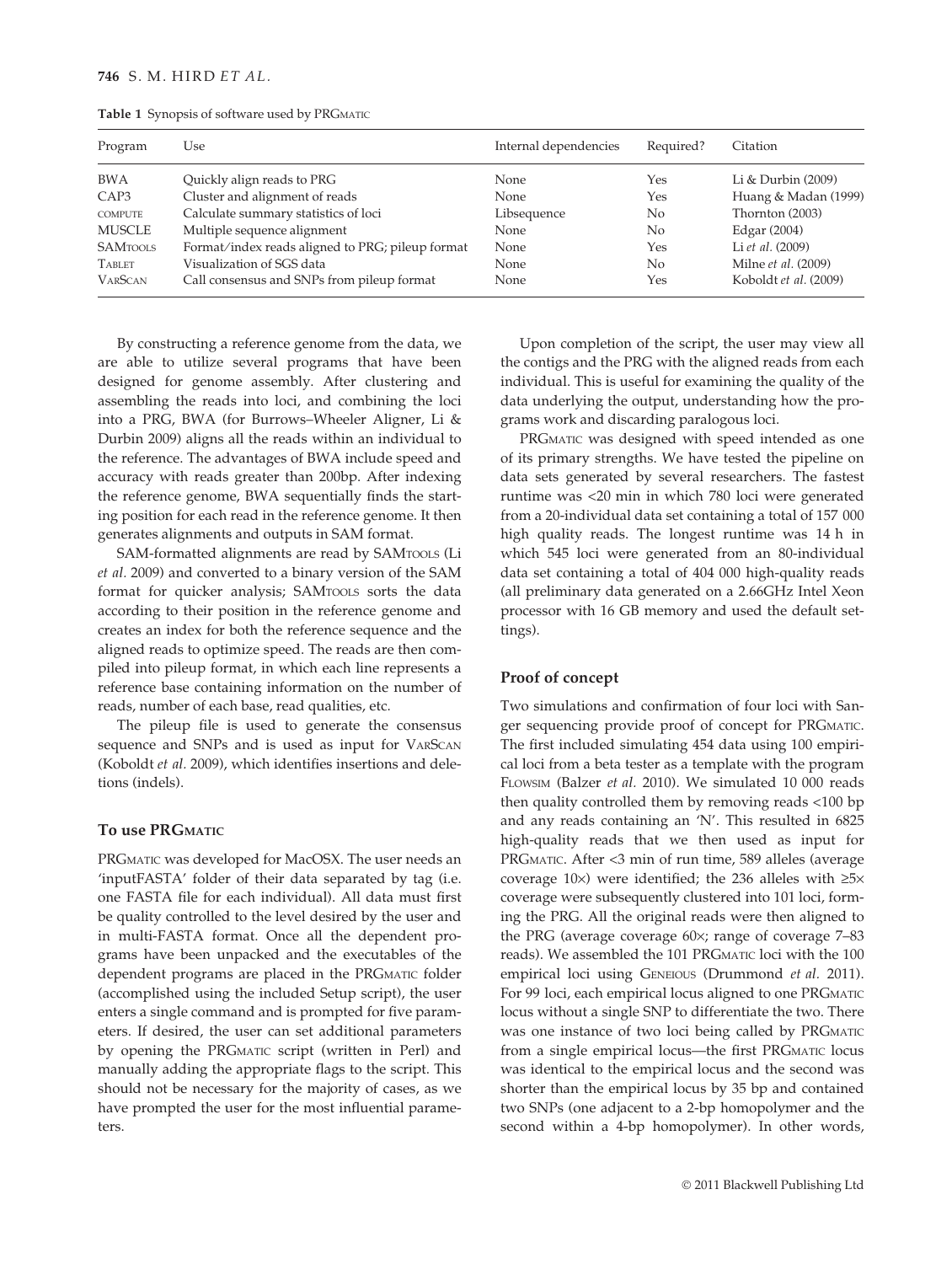**Table 1** Synopsis of software used by PRGMATIC

| Program | Use | Internal dependencies | Required? | Citation |
|---|---|---|---|---|
| BWA | Quickly align reads to PRG | None | Yes | Li & Durbin (2009) |
| CAP3 | Cluster and alignment of reads | None | Yes | Huang & Madan (1999) |
| COMPUTE | Calculate summary statistics of loci | Libsequence | No | Thornton (2003) |
| MUSCLE | Multiple sequence alignment | None | No | Edgar (2004) |
| SAMTOOLS | Format/index reads aligned to PRG; pileup format | None | Yes | Li *et al.* (2009) |
| TABLET | Visualization of SGS data | None | No | Milne *et al.* (2009) |
| VARSCAN | Call consensus and SNPs from pileup format | None | Yes | Koboldt *et al.* (2009) |

By constructing a reference genome from the data, we are able to utilize several programs that have been designed for genome assembly. After clustering and assembling the reads into loci, and combining the loci into a PRG, BWA (for Burrows–Wheeler Aligner, Li & Durbin 2009) aligns all the reads within an individual to the reference. The advantages of BWA include speed and accuracy with reads greater than 200bp. After indexing the reference genome, BWA sequentially finds the starting position for each read in the reference genome. It then generates alignments and outputs in SAM format.

SAM-formatted alignments are read by SAMTOOLS (Li *et al.* 2009) and converted to a binary version of the SAM format for quicker analysis; SAMTOOLS sorts the data according to their position in the reference genome and creates an index for both the reference sequence and the aligned reads to optimize speed. The reads are then compiled into pileup format, in which each line represents a reference base containing information on the number of reads, number of each base, read qualities, etc.

The pileup file is used to generate the consensus sequence and SNPs and is used as input for VARSCAN (Koboldt *et al.* 2009), which identifies insertions and deletions (indels).

### To use PRGMATIC

PRGMATIC was developed for MacOSX. The user needs an 'inputFASTA' folder of their data separated by tag (i.e. one FASTA file for each individual). All data must first be quality controlled to the level desired by the user and in multi-FASTA format. Once all the dependent programs have been unpacked and the executables of the dependent programs are placed in the PRGMATIC folder (accomplished using the included Setup script), the user enters a single command and is prompted for five parameters. If desired, the user can set additional parameters by opening the PRGMATIC script (written in Perl) and manually adding the appropriate flags to the script. This should not be necessary for the majority of cases, as we have prompted the user for the most influential parameters.

Upon completion of the script, the user may view all the contigs and the PRG with the aligned reads from each individual. This is useful for examining the quality of the data underlying the output, understanding how the programs work and discarding paralogous loci.

PRGMATIC was designed with speed intended as one of its primary strengths. We have tested the pipeline on data sets generated by several researchers. The fastest runtime was <20 min in which 780 loci were generated from a 20-individual data set containing a total of 157 000 high quality reads. The longest runtime was 14 h in which 545 loci were generated from an 80-individual data set containing a total of 404 000 high-quality reads (all preliminary data generated on a 2.66GHz Intel Xeon processor with 16 GB memory and used the default settings).

### Proof of concept

Two simulations and confirmation of four loci with Sanger sequencing provide proof of concept for PRGMATIC. The first included simulating 454 data using 100 empirical loci from a beta tester as a template with the program FLOWSIM (Balzer *et al.* 2010). We simulated 10 000 reads then quality controlled them by removing reads <100 bp and any reads containing an 'N'. This resulted in 6825 high-quality reads that we then used as input for PRGMATIC. After <3 min of run time, 589 alleles (average coverage 10×) were identified; the 236 alleles with ≥5× coverage were subsequently clustered into 101 loci, forming the PRG. All the original reads were then aligned to the PRG (average coverage 60×; range of coverage 7–83 reads). We assembled the 101 PRGMATIC loci with the 100 empirical loci using GENEIOUS (Drummond *et al.* 2011). For 99 loci, each empirical locus aligned to one PRGMATIC locus without a single SNP to differentiate the two. There was one instance of two loci being called by PRGMATIC from a single empirical locus—the first PRGMATIC locus was identical to the empirical locus and the second was shorter than the empirical locus by 35 bp and contained two SNPs (one adjacent to a 2-bp homopolymer and the second within a 4-bp homopolymer). In other words,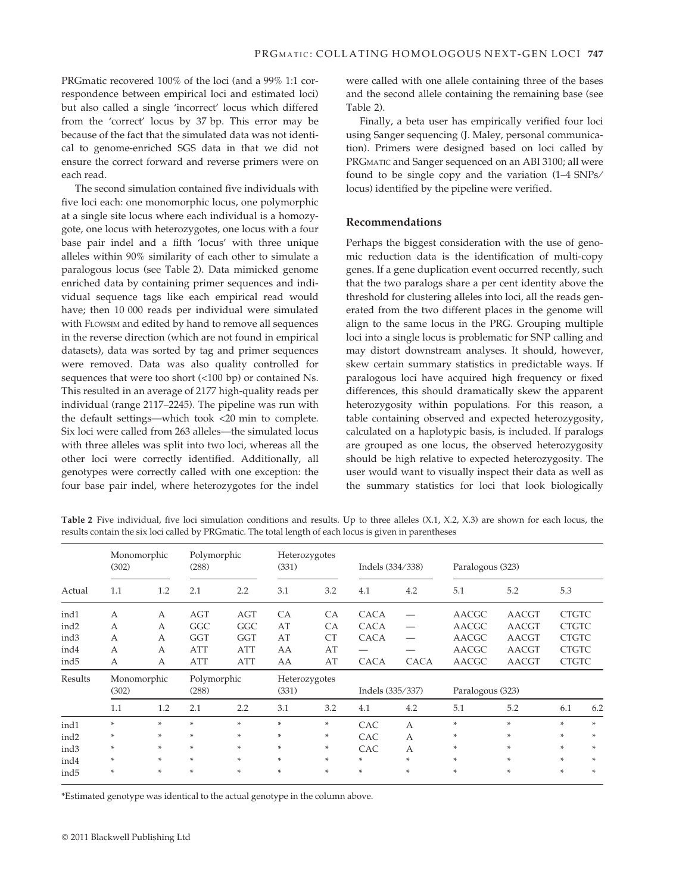PRGmatic recovered 100% of the loci (and a 99% 1:1 correspondence between empirical loci and estimated loci) but also called a single 'incorrect' locus which differed from the 'correct' locus by 37 bp. This error may be because of the fact that the simulated data was not identical to genome-enriched SGS data in that we did not ensure the correct forward and reverse primers were on each read.

The second simulation contained five individuals with five loci each: one monomorphic locus, one polymorphic at a single site locus where each individual is a homozygote, one locus with heterozygotes, one locus with a four base pair indel and a fifth 'locus' with three unique alleles within 90% similarity of each other to simulate a paralogous locus (see Table 2). Data mimicked genome enriched data by containing primer sequences and individual sequence tags like each empirical read would have; then 10 000 reads per individual were simulated with FLOWSIM and edited by hand to remove all sequences in the reverse direction (which are not found in empirical datasets), data was sorted by tag and primer sequences were removed. Data was also quality controlled for sequences that were too short (<100 bp) or contained Ns. This resulted in an average of 2177 high-quality reads per individual (range 2117–2245). The pipeline was run with the default settings—which took <20 min to complete. Six loci were called from 263 alleles—the simulated locus with three alleles was split into two loci, whereas all the other loci were correctly identified. Additionally, all genotypes were correctly called with one exception: the four base pair indel, where heterozygotes for the indel were called with one allele containing three of the bases and the second allele containing the remaining base (see Table 2).

Finally, a beta user has empirically verified four loci using Sanger sequencing (J. Maley, personal communication). Primers were designed based on loci called by PRGMATIC and Sanger sequenced on an ABI 3100; all were found to be single copy and the variation (1–4 SNPs/locus) identified by the pipeline were verified.

## Recommendations

Perhaps the biggest consideration with the use of genomic reduction data is the identification of multi-copy genes. If a gene duplication event occurred recently, such that the two paralogs share a per cent identity above the threshold for clustering alleles into loci, all the reads generated from the two different places in the genome will align to the same locus in the PRG. Grouping multiple loci into a single locus is problematic for SNP calling and may distort downstream analyses. It should, however, skew certain summary statistics in predictable ways. If paralogous loci have acquired high frequency or fixed differences, this should dramatically skew the apparent heterozygosity within populations. For this reason, a table containing observed and expected heterozygosity, calculated on a haplotypic basis, is included. If paralogs are grouped as one locus, the observed heterozygosity should be high relative to expected heterozygosity. The user would want to visually inspect their data as well as the summary statistics for loci that look biologically

**Table 2** Five individual, five loci simulation conditions and results. Up to three alleles (X.1, X.2, X.3) are shown for each locus, the results contain the six loci called by PRGmatic. The total length of each locus is given in parentheses

| | Monomorphic (302) | | Polymorphic (288) | | Heterozygotes (331) | | Indels (334/338) | | Paralogous (323) | | | |
|---|---|---|---|---|---|---|---|---|---|---|---|---|
| Actual | 1.1 | 1.2 | 2.1 | 2.2 | 3.1 | 3.2 | 4.1 | 4.2 | 5.1 | 5.2 | 5.3 | |
| ind1 | A | A | AGT | AGT | CA | CA | CACA | — | AACGC | AACGT | CTGTC | |
| ind2 | A | A | GGC | GGC | AT | CA | CACA | — | AACGC | AACGT | CTGTC | |
| ind3 | A | A | GGT | GGT | AT | CT | CACA | — | AACGC | AACGT | CTGTC | |
| ind4 | A | A | ATT | ATT | AA | AT | — | — | AACGC | AACGT | CTGTC | |
| ind5 | A | A | ATT | ATT | AA | AT | CACA | CACA | AACGC | AACGT | CTGTC | |
| Results | Monomorphic (302) | | Polymorphic (288) | | Heterozygotes (331) | | Indels (335/337) | | Paralogous (323) | | | |
| | 1.1 | 1.2 | 2.1 | 2.2 | 3.1 | 3.2 | 4.1 | 4.2 | 5.1 | 5.2 | 6.1 | 6.2 |
| ind1 | * | * | * | * | * | * | CAC | A | * | * | * | * |
| ind2 | * | * | * | * | * | * | CAC | A | * | * | * | * |
| ind3 | * | * | * | * | * | * | CAC | A | * | * | * | * |
| ind4 | * | * | * | * | * | * | * | * | * | * | * | * |
| ind5 | * | * | * | * | * | * | * | * | * | * | * | * |

*Estimated genotype was identical to the actual genotype in the column above.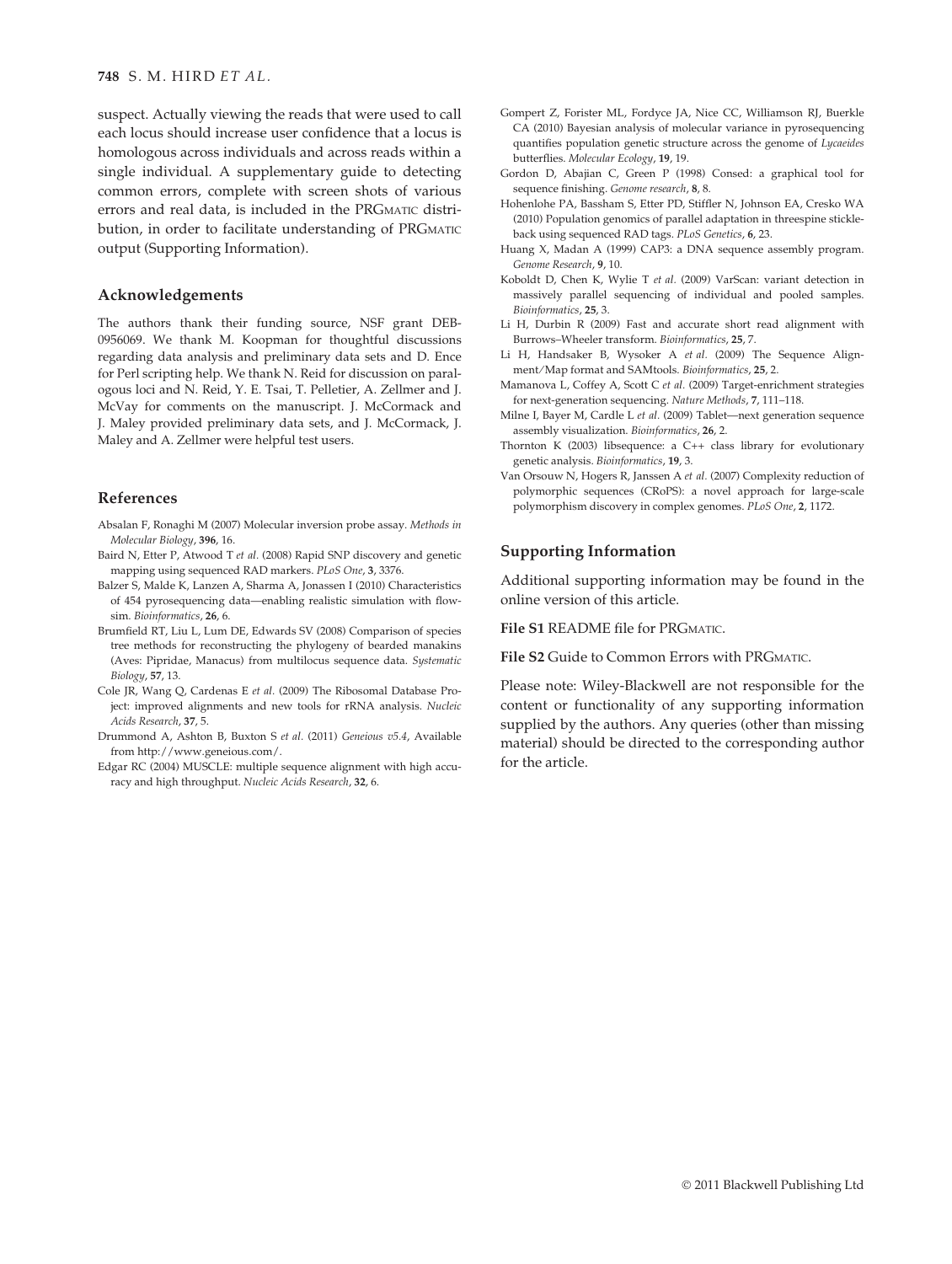suspect. Actually viewing the reads that were used to call each locus should increase user confidence that a locus is homologous across individuals and across reads within a single individual. A supplementary guide to detecting common errors, complete with screen shots of various errors and real data, is included in the PRGMATIC distribution, in order to facilitate understanding of PRGMATIC output (Supporting Information).

## Acknowledgements

The authors thank their funding source, NSF grant DEB-0956069. We thank M. Koopman for thoughtful discussions regarding data analysis and preliminary data sets and D. Ence for Perl scripting help. We thank N. Reid for discussion on paralogous loci and N. Reid, Y. E. Tsai, T. Pelletier, A. Zellmer and J. McVay for comments on the manuscript. J. McCormack and J. Maley provided preliminary data sets, and J. McCormack, J. Maley and A. Zellmer were helpful test users.

## References

Absalan F, Ronaghi M (2007) Molecular inversion probe assay. *Methods in Molecular Biology*, **396**, 16.

Baird N, Etter P, Atwood T *et al.* (2008) Rapid SNP discovery and genetic mapping using sequenced RAD markers. *PLoS One*, **3**, 3376.

Balzer S, Malde K, Lanzen A, Sharma A, Jonassen I (2010) Characteristics of 454 pyrosequencing data—enabling realistic simulation with flowsim. *Bioinformatics*, **26**, 6.

Brumfield RT, Liu L, Lum DE, Edwards SV (2008) Comparison of species tree methods for reconstructing the phylogeny of bearded manakins (Aves: Pipridae, Manacus) from multilocus sequence data. *Systematic Biology*, **57**, 13.

Cole JR, Wang Q, Cardenas E *et al.* (2009) The Ribosomal Database Project: improved alignments and new tools for rRNA analysis. *Nucleic Acids Research*, **37**, 5.

Drummond A, Ashton B, Buxton S *et al.* (2011) *Geneious v5.4*, Available from http://www.geneious.com/.

Edgar RC (2004) MUSCLE: multiple sequence alignment with high accuracy and high throughput. *Nucleic Acids Research*, **32**, 6.

Gompert Z, Forister ML, Fordyce JA, Nice CC, Williamson RJ, Buerkle CA (2010) Bayesian analysis of molecular variance in pyrosequencing quantifies population genetic structure across the genome of *Lycaeides* butterflies. *Molecular Ecology*, **19**, 19.

Gordon D, Abajian C, Green P (1998) Consed: a graphical tool for sequence finishing. *Genome research*, **8**, 8.

Hohenlohe PA, Bassham S, Etter PD, Stiffler N, Johnson EA, Cresko WA (2010) Population genomics of parallel adaptation in threespine stickleback using sequenced RAD tags. *PLoS Genetics*, **6**, 23.

Huang X, Madan A (1999) CAP3: a DNA sequence assembly program. *Genome Research*, **9**, 10.

Koboldt D, Chen K, Wylie T *et al.* (2009) VarScan: variant detection in massively parallel sequencing of individual and pooled samples. *Bioinformatics*, **25**, 3.

Li H, Durbin R (2009) Fast and accurate short read alignment with Burrows–Wheeler transform. *Bioinformatics*, **25**, 7.

Li H, Handsaker B, Wysoker A *et al.* (2009) The Sequence Alignment/Map format and SAMtools. *Bioinformatics*, **25**, 2.

Mamanova L, Coffey A, Scott C *et al.* (2009) Target-enrichment strategies for next-generation sequencing. *Nature Methods*, **7**, 111–118.

Milne I, Bayer M, Cardle L *et al.* (2009) Tablet—next generation sequence assembly visualization. *Bioinformatics*, **26**, 2.

Thornton K (2003) libsequence: a C++ class library for evolutionary genetic analysis. *Bioinformatics*, **19**, 3.

Van Orsouw N, Hogers R, Janssen A *et al.* (2007) Complexity reduction of polymorphic sequences (CRoPS): a novel approach for large-scale polymorphism discovery in complex genomes. *PLoS One*, **2**, 1172.

## Supporting Information

Additional supporting information may be found in the online version of this article.

**File S1** README file for PRGMATIC.

**File S2** Guide to Common Errors with PRGMATIC.

Please note: Wiley-Blackwell are not responsible for the content or functionality of any supporting information supplied by the authors. Any queries (other than missing material) should be directed to the corresponding author for the article.